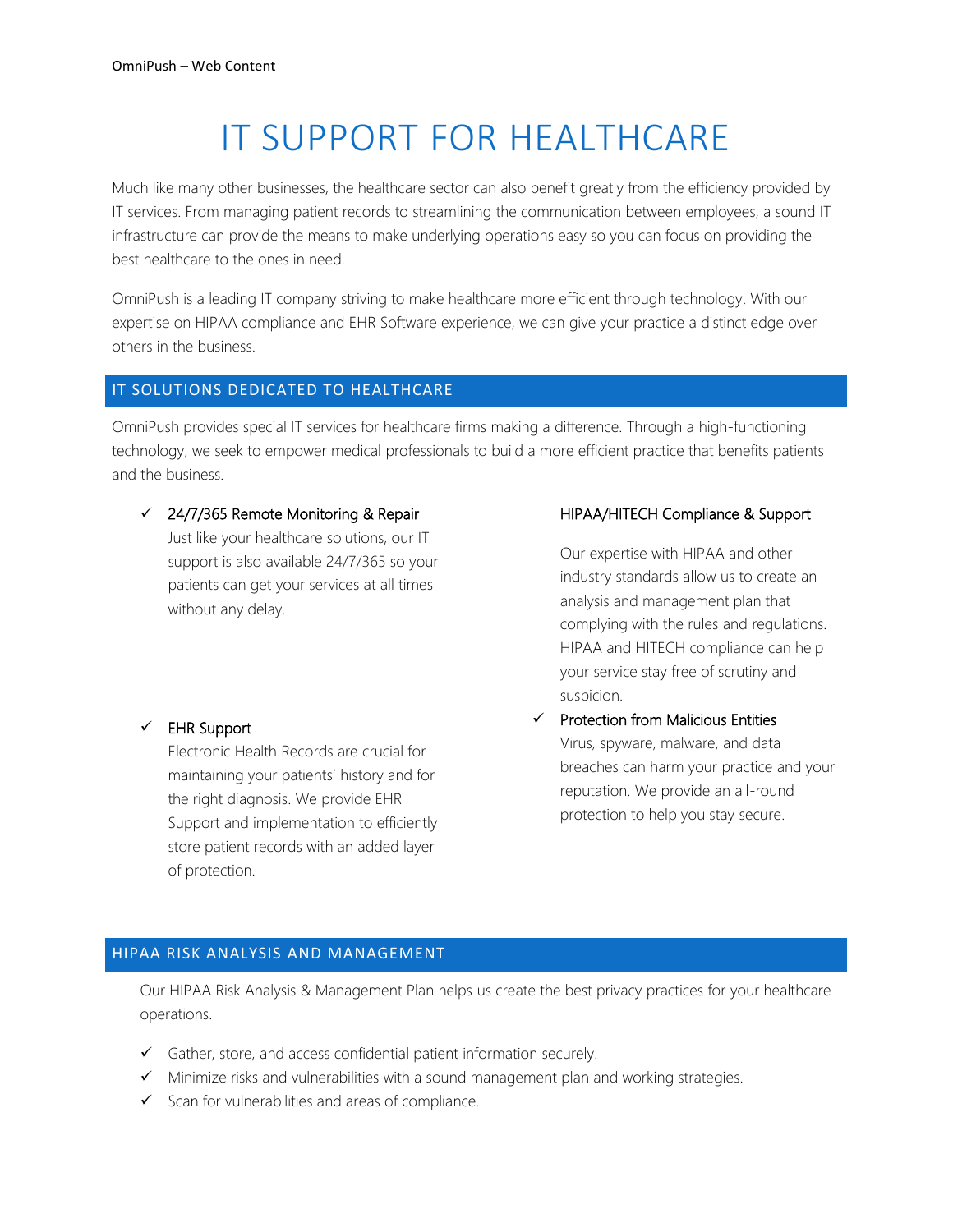# IT SUPPORT FOR HEALTHCARE

Much like many other businesses, the healthcare sector can also benefit greatly from the efficiency provided by IT services. From managing patient records to streamlining the communication between employees, a sound IT infrastructure can provide the means to make underlying operations easy so you can focus on providing the best healthcare to the ones in need.

OmniPush is a leading IT company striving to make healthcare more efficient through technology. With our expertise on HIPAA compliance and EHR Software experience, we can give your practice a distinct edge over others in the business.

## IT SOLUTIONS DEDICATED TO HEALTHCARE

OmniPush provides special IT services for healthcare firms making a difference. Through a high-functioning technology, we seek to empower medical professionals to build a more efficient practice that benefits patients and the business.

- ✓ 24/7/365 Remote Monitoring & Repair
  Just like your healthcare solutions, our IT support is also available 24/7/365 so your patients can get your services at all times without any delay.
- ✓ EHR Support
  Electronic Health Records are crucial for maintaining your patients' history and for the right diagnosis. We provide EHR Support and implementation to efficiently store patient records with an added layer of protection.

HIPAA/HITECH Compliance & Support

Our expertise with HIPAA and other industry standards allow us to create an analysis and management plan that complying with the rules and regulations. HIPAA and HITECH compliance can help your service stay free of scrutiny and suspicion.

- ✓ Protection from Malicious Entities
  Virus, spyware, malware, and data breaches can harm your practice and your reputation. We provide an all-round protection to help you stay secure.

## HIPAA RISK ANALYSIS AND MANAGEMENT

Our HIPAA Risk Analysis & Management Plan helps us create the best privacy practices for your healthcare operations.

- ✓ Gather, store, and access confidential patient information securely.
- ✓ Minimize risks and vulnerabilities with a sound management plan and working strategies.
- ✓ Scan for vulnerabilities and areas of compliance.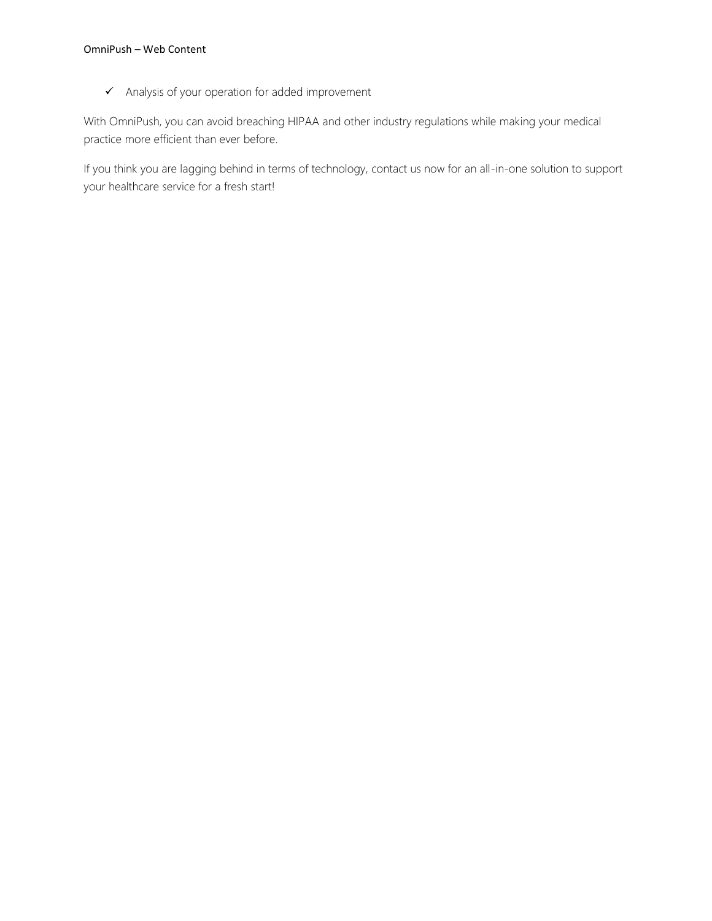- ✓ Analysis of your operation for added improvement

With OmniPush, you can avoid breaching HIPAA and other industry regulations while making your medical practice more efficient than ever before.

If you think you are lagging behind in terms of technology, contact us now for an all-in-one solution to support your healthcare service for a fresh start!